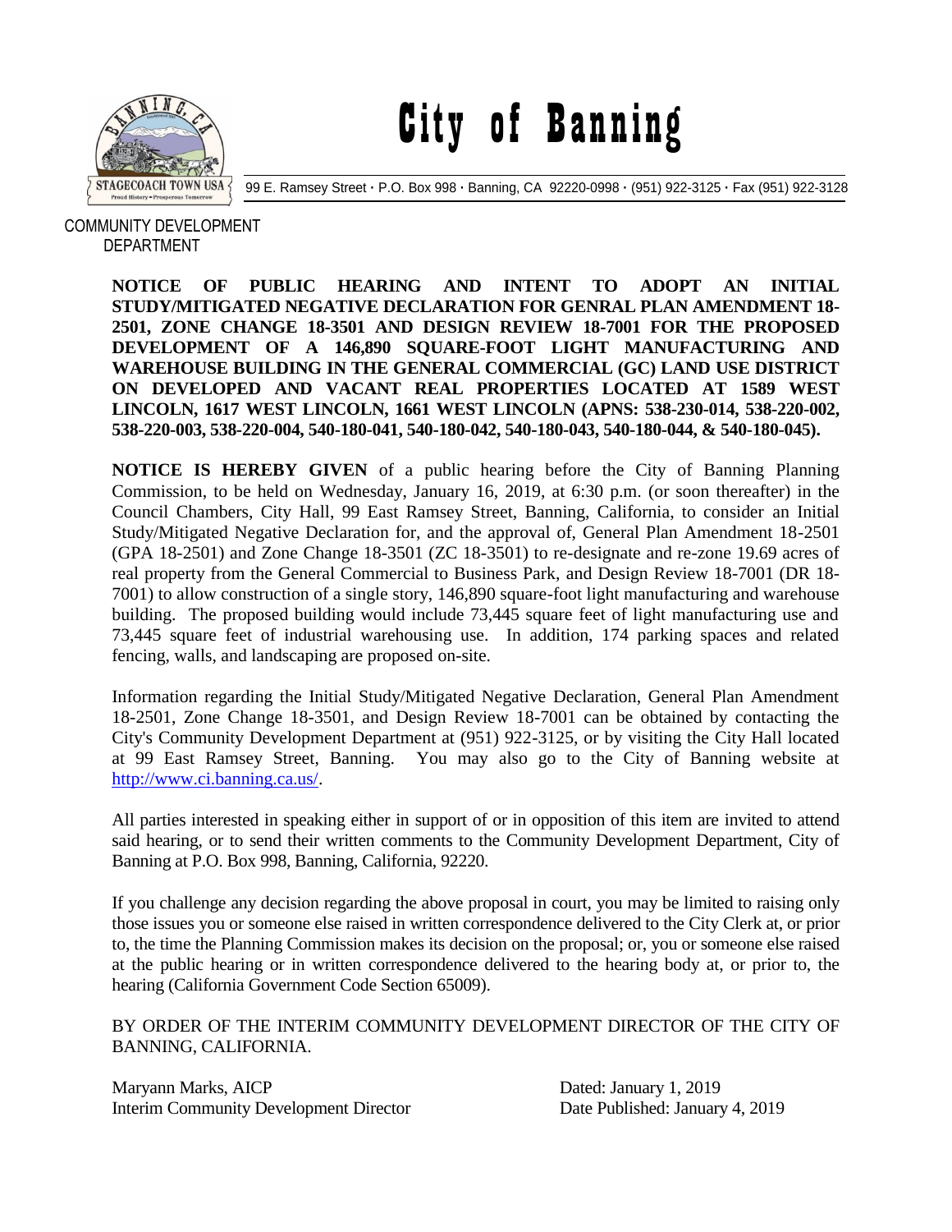# City of Banning

99 E. Ramsey Street · P.O. Box 998 · Banning, CA 92220-0998 · (951) 922-3125 · Fax (951) 922-3128

COMMUNITY DEVELOPMENT DEPARTMENT

**NOTICE OF PUBLIC HEARING AND INTENT TO ADOPT AN INITIAL STUDY/MITIGATED NEGATIVE DECLARATION FOR GENRAL PLAN AMENDMENT 18-2501, ZONE CHANGE 18-3501 AND DESIGN REVIEW 18-7001 FOR THE PROPOSED DEVELOPMENT OF A 146,890 SQUARE-FOOT LIGHT MANUFACTURING AND WAREHOUSE BUILDING IN THE GENERAL COMMERCIAL (GC) LAND USE DISTRICT ON DEVELOPED AND VACANT REAL PROPERTIES LOCATED AT 1589 WEST LINCOLN, 1617 WEST LINCOLN, 1661 WEST LINCOLN (APNS: 538-230-014, 538-220-002, 538-220-003, 538-220-004, 540-180-041, 540-180-042, 540-180-043, 540-180-044, & 540-180-045).**

**NOTICE IS HEREBY GIVEN** of a public hearing before the City of Banning Planning Commission, to be held on Wednesday, January 16, 2019, at 6:30 p.m. (or soon thereafter) in the Council Chambers, City Hall, 99 East Ramsey Street, Banning, California, to consider an Initial Study/Mitigated Negative Declaration for, and the approval of, General Plan Amendment 18-2501 (GPA 18-2501) and Zone Change 18-3501 (ZC 18-3501) to re-designate and re-zone 19.69 acres of real property from the General Commercial to Business Park, and Design Review 18-7001 (DR 18-7001) to allow construction of a single story, 146,890 square-foot light manufacturing and warehouse building. The proposed building would include 73,445 square feet of light manufacturing use and 73,445 square feet of industrial warehousing use. In addition, 174 parking spaces and related fencing, walls, and landscaping are proposed on-site.

Information regarding the Initial Study/Mitigated Negative Declaration, General Plan Amendment 18-2501, Zone Change 18-3501, and Design Review 18-7001 can be obtained by contacting the City's Community Development Department at (951) 922-3125, or by visiting the City Hall located at 99 East Ramsey Street, Banning. You may also go to the City of Banning website at http://www.ci.banning.ca.us/.

All parties interested in speaking either in support of or in opposition of this item are invited to attend said hearing, or to send their written comments to the Community Development Department, City of Banning at P.O. Box 998, Banning, California, 92220.

If you challenge any decision regarding the above proposal in court, you may be limited to raising only those issues you or someone else raised in written correspondence delivered to the City Clerk at, or prior to, the time the Planning Commission makes its decision on the proposal; or, you or someone else raised at the public hearing or in written correspondence delivered to the hearing body at, or prior to, the hearing (California Government Code Section 65009).

BY ORDER OF THE INTERIM COMMUNITY DEVELOPMENT DIRECTOR OF THE CITY OF BANNING, CALIFORNIA.

Maryann Marks, AICP
Interim Community Development Director

Dated: January 1, 2019
Date Published: January 4, 2019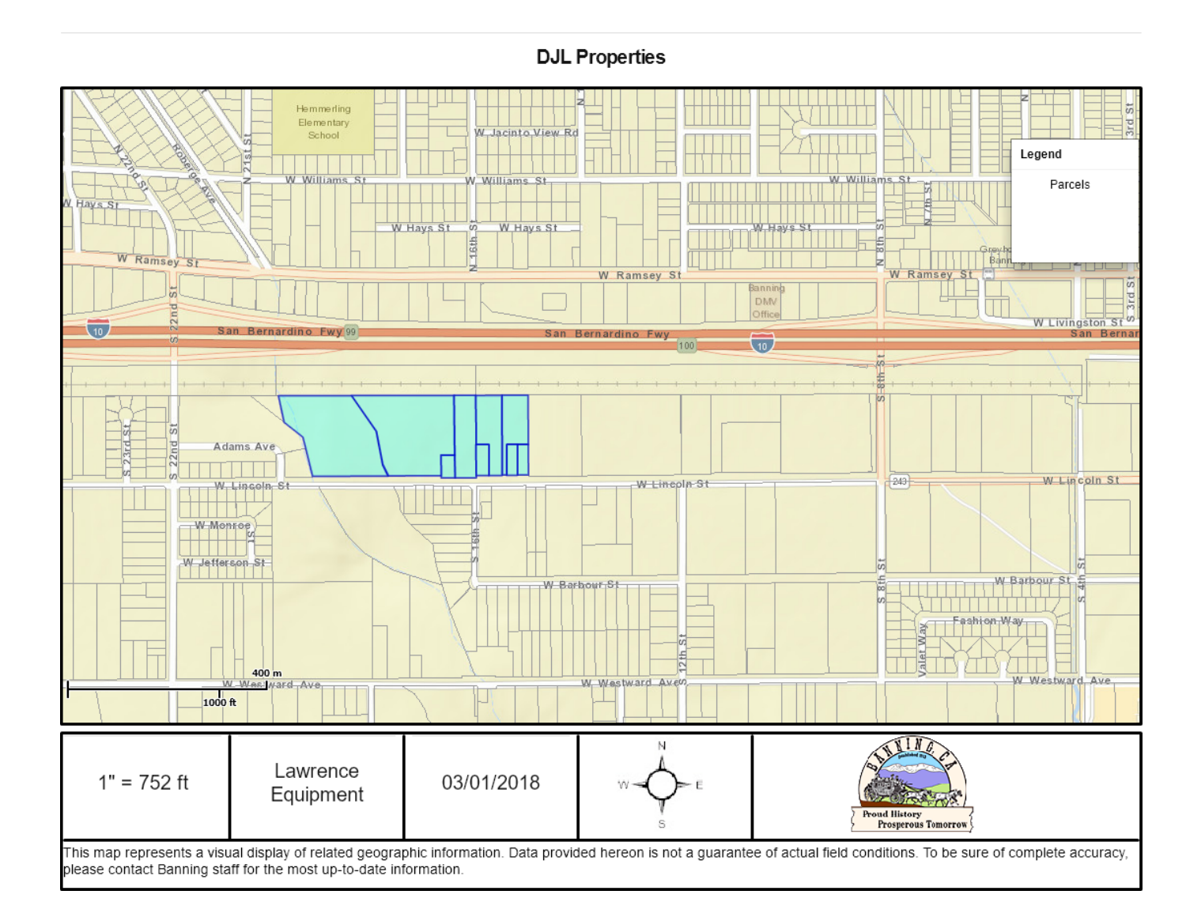# DJL Properties

Legend

Parcels

| | | | | |
|---|---|---|---|---|
| 1" = 752 ft | Lawrence Equipment | 03/01/2018 | N W E S | Proud History Prosperous Tomorrow |

This map represents a visual display of related geographic information. Data provided hereon is not a guarantee of actual field conditions. To be sure of complete accuracy, please contact Banning staff for the most up-to-date information.